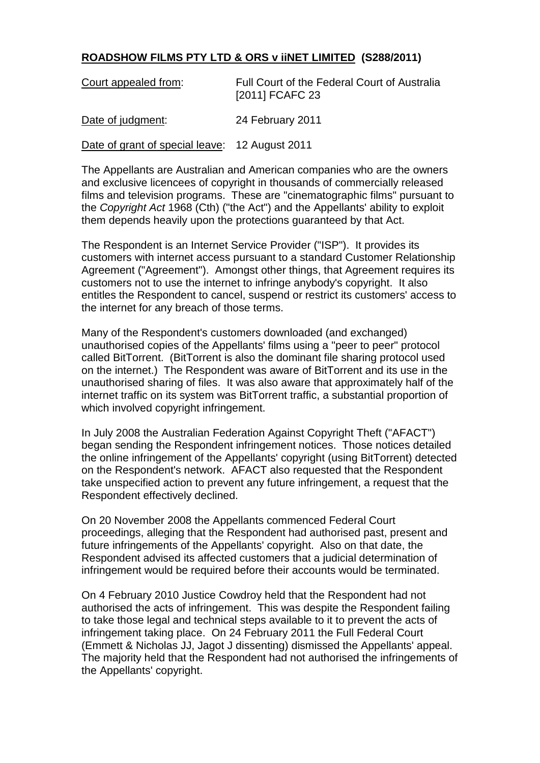**<u>ROADSHOW FILMS PTY LTD & ORS v iiNET LIMITED</u> (S288/2011)**

<u>Court appealed from</u>: Full Court of the Federal Court of Australia [2011] FCAFC 23

<u>Date of judgment</u>: 24 February 2011

<u>Date of grant of special leave</u>: 12 August 2011

The Appellants are Australian and American companies who are the owners and exclusive licencees of copyright in thousands of commercially released films and television programs. These are "cinematographic films" pursuant to the *Copyright Act* 1968 (Cth) ("the Act") and the Appellants' ability to exploit them depends heavily upon the protections guaranteed by that Act.

The Respondent is an Internet Service Provider ("ISP"). It provides its customers with internet access pursuant to a standard Customer Relationship Agreement ("Agreement"). Amongst other things, that Agreement requires its customers not to use the internet to infringe anybody's copyright. It also entitles the Respondent to cancel, suspend or restrict its customers' access to the internet for any breach of those terms.

Many of the Respondent's customers downloaded (and exchanged) unauthorised copies of the Appellants' films using a "peer to peer" protocol called BitTorrent. (BitTorrent is also the dominant file sharing protocol used on the internet.) The Respondent was aware of BitTorrent and its use in the unauthorised sharing of files. It was also aware that approximately half of the internet traffic on its system was BitTorrent traffic, a substantial proportion of which involved copyright infringement.

In July 2008 the Australian Federation Against Copyright Theft ("AFACT") began sending the Respondent infringement notices. Those notices detailed the online infringement of the Appellants' copyright (using BitTorrent) detected on the Respondent's network. AFACT also requested that the Respondent take unspecified action to prevent any future infringement, a request that the Respondent effectively declined.

On 20 November 2008 the Appellants commenced Federal Court proceedings, alleging that the Respondent had authorised past, present and future infringements of the Appellants' copyright. Also on that date, the Respondent advised its affected customers that a judicial determination of infringement would be required before their accounts would be terminated.

On 4 February 2010 Justice Cowdroy held that the Respondent had not authorised the acts of infringement. This was despite the Respondent failing to take those legal and technical steps available to it to prevent the acts of infringement taking place. On 24 February 2011 the Full Federal Court (Emmett & Nicholas JJ, Jagot J dissenting) dismissed the Appellants' appeal. The majority held that the Respondent had not authorised the infringements of the Appellants' copyright.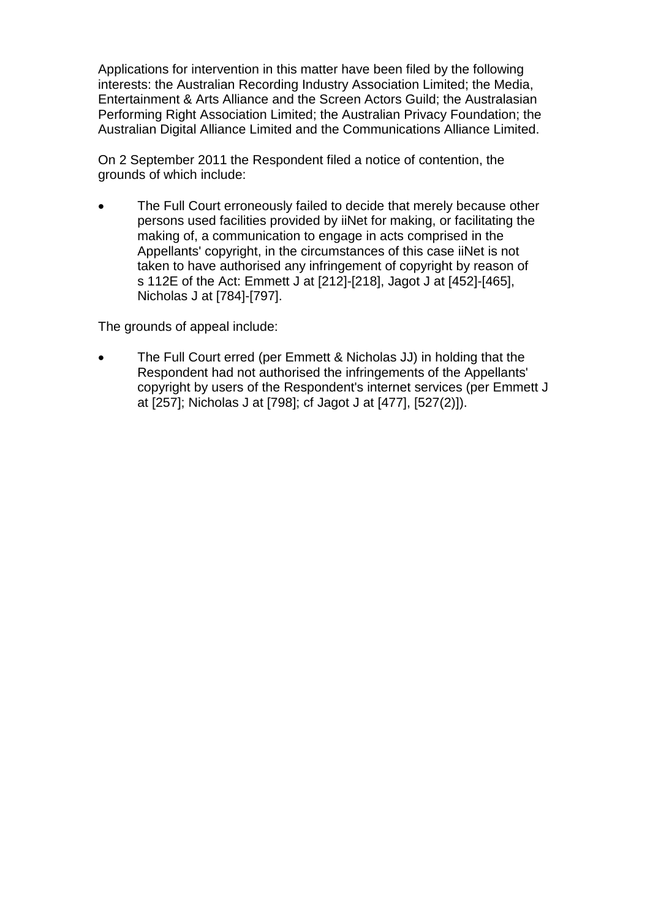Applications for intervention in this matter have been filed by the following interests: the Australian Recording Industry Association Limited; the Media, Entertainment & Arts Alliance and the Screen Actors Guild; the Australasian Performing Right Association Limited; the Australian Privacy Foundation; the Australian Digital Alliance Limited and the Communications Alliance Limited.

On 2 September 2011 the Respondent filed a notice of contention, the grounds of which include:

- The Full Court erroneously failed to decide that merely because other persons used facilities provided by iiNet for making, or facilitating the making of, a communication to engage in acts comprised in the Appellants' copyright, in the circumstances of this case iiNet is not taken to have authorised any infringement of copyright by reason of s 112E of the Act: Emmett J at [212]-[218], Jagot J at [452]-[465], Nicholas J at [784]-[797].

The grounds of appeal include:

- The Full Court erred (per Emmett & Nicholas JJ) in holding that the Respondent had not authorised the infringements of the Appellants' copyright by users of the Respondent's internet services (per Emmett J at [257]; Nicholas J at [798]; cf Jagot J at [477], [527(2)]).